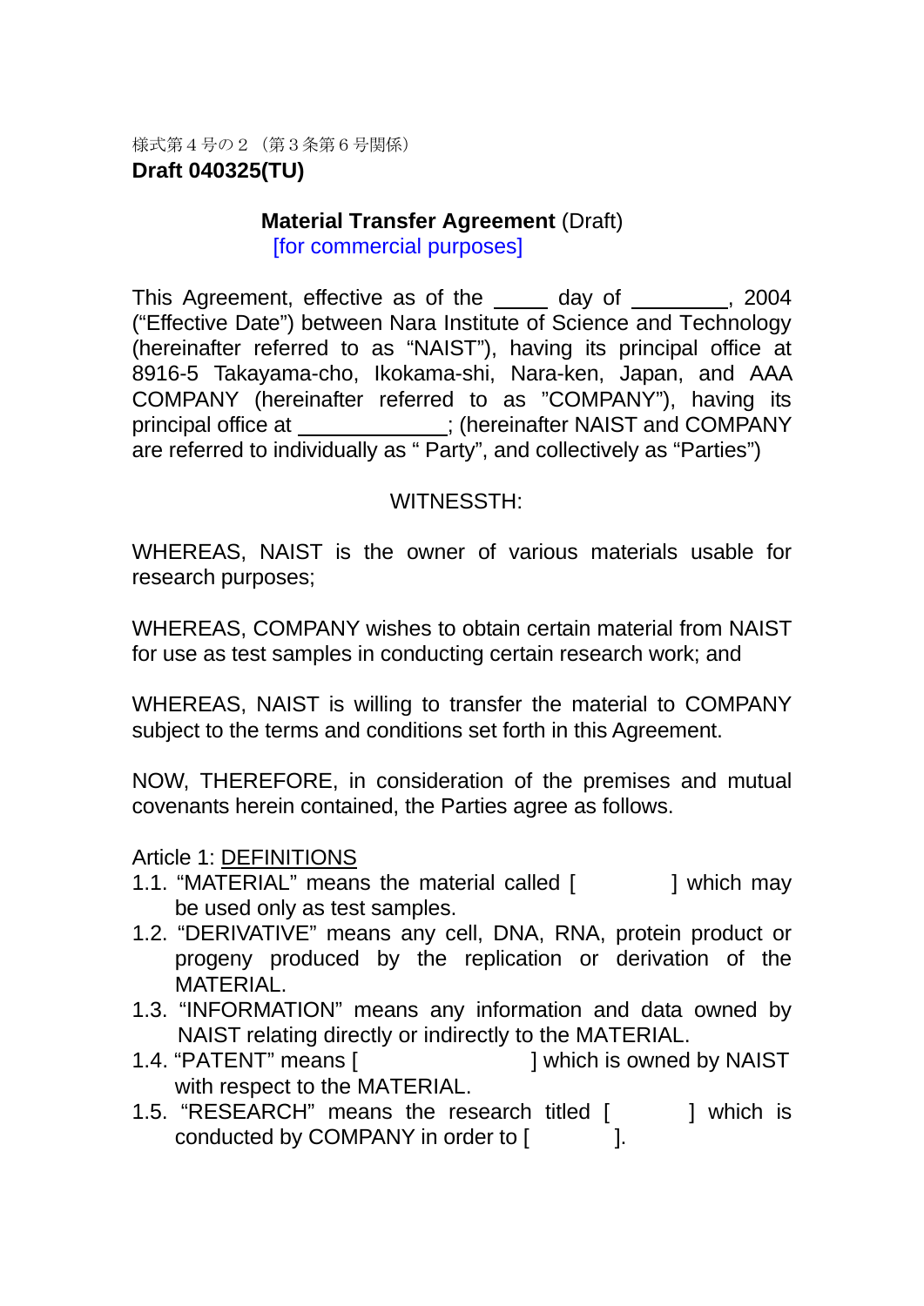様式第４号の２（第３条第６号関係）

**Draft 040325(TU)**

**Material Transfer Agreement** (Draft)
[for commercial purposes]

This Agreement, effective as of the _____ day of _________, 2004 ("Effective Date") between Nara Institute of Science and Technology (hereinafter referred to as "NAIST"), having its principal office at 8916-5 Takayama-cho, Ikokama-shi, Nara-ken, Japan, and AAA COMPANY (hereinafter referred to as "COMPANY"), having its principal office at _____________; (hereinafter NAIST and COMPANY are referred to individually as " Party", and collectively as "Parties")

WITNESSTH:

WHEREAS, NAIST is the owner of various materials usable for research purposes;

WHEREAS, COMPANY wishes to obtain certain material from NAIST for use as test samples in conducting certain research work; and

WHEREAS, NAIST is willing to transfer the material to COMPANY subject to the terms and conditions set forth in this Agreement.

NOW, THEREFORE, in consideration of the premises and mutual covenants herein contained, the Parties agree as follows.

Article 1: DEFINITIONS

1.1. "MATERIAL" means the material called [ ] which may be used only as test samples.
1.2. "DERIVATIVE" means any cell, DNA, RNA, protein product or progeny produced by the replication or derivation of the MATERIAL.
1.3. "INFORMATION" means any information and data owned by NAIST relating directly or indirectly to the MATERIAL.
1.4. "PATENT" means [ ] which is owned by NAIST with respect to the MATERIAL.
1.5. "RESEARCH" means the research titled [ ] which is conducted by COMPANY in order to [ ].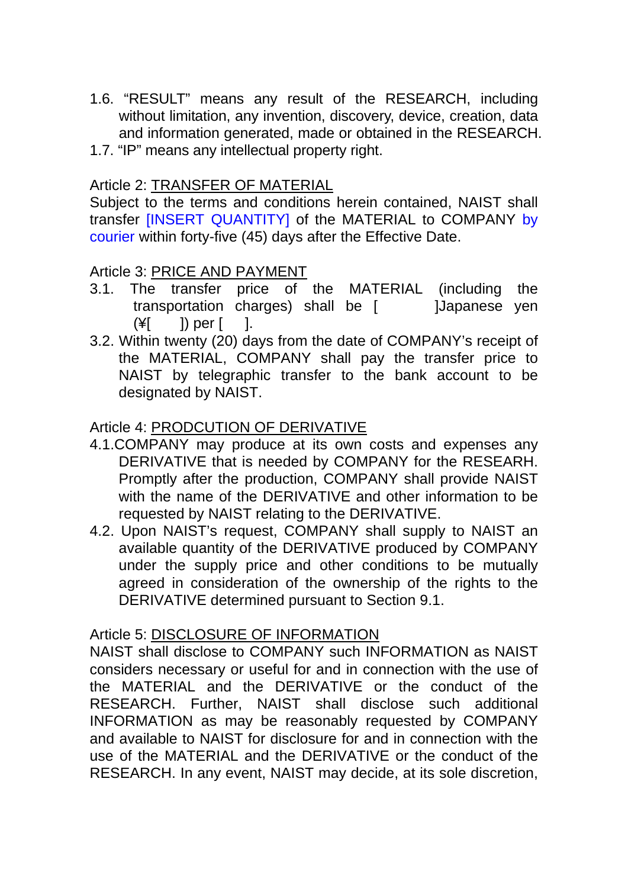1.6. “RESULT” means any result of the RESEARCH, including without limitation, any invention, discovery, device, creation, data and information generated, made or obtained in the RESEARCH.

1.7. “IP” means any intellectual property right.

Article 2: TRANSFER OF MATERIAL

Subject to the terms and conditions herein contained, NAIST shall transfer [INSERT QUANTITY] of the MATERIAL to COMPANY by courier within forty-five (45) days after the Effective Date.

Article 3: PRICE AND PAYMENT

3.1. The transfer price of the MATERIAL (including the transportation charges) shall be [ ]Japanese yen (¥[ ]) per [ ].

3.2. Within twenty (20) days from the date of COMPANY’s receipt of the MATERIAL, COMPANY shall pay the transfer price to NAIST by telegraphic transfer to the bank account to be designated by NAIST.

Article 4: PRODCUTION OF DERIVATIVE

4.1. COMPANY may produce at its own costs and expenses any DERIVATIVE that is needed by COMPANY for the RESEARH. Promptly after the production, COMPANY shall provide NAIST with the name of the DERIVATIVE and other information to be requested by NAIST relating to the DERIVATIVE.

4.2. Upon NAIST’s request, COMPANY shall supply to NAIST an available quantity of the DERIVATIVE produced by COMPANY under the supply price and other conditions to be mutually agreed in consideration of the ownership of the rights to the DERIVATIVE determined pursuant to Section 9.1.

Article 5: DISCLOSURE OF INFORMATION

NAIST shall disclose to COMPANY such INFORMATION as NAIST considers necessary or useful for and in connection with the use of the MATERIAL and the DERIVATIVE or the conduct of the RESEARCH. Further, NAIST shall disclose such additional INFORMATION as may be reasonably requested by COMPANY and available to NAIST for disclosure for and in connection with the use of the MATERIAL and the DERIVATIVE or the conduct of the RESEARCH. In any event, NAIST may decide, at its sole discretion,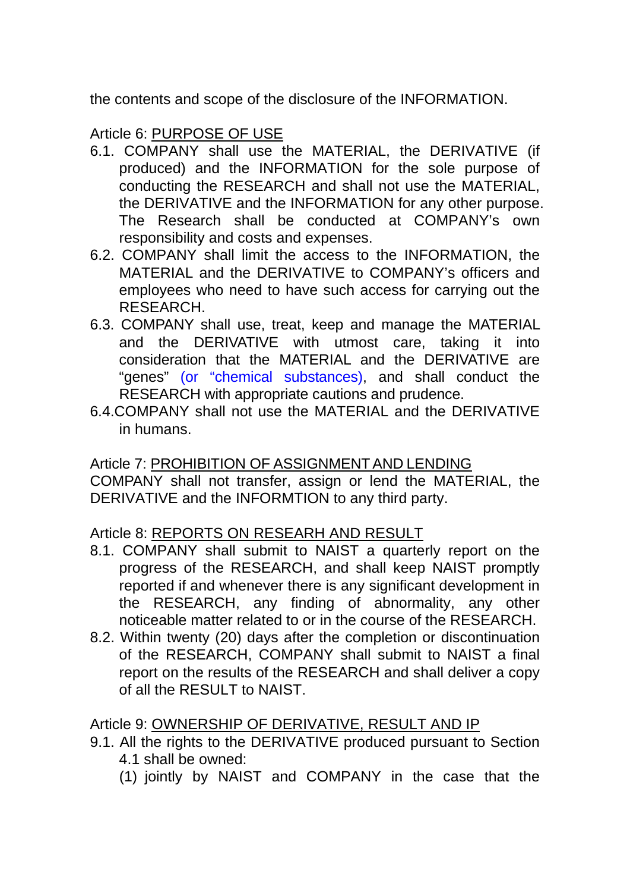the contents and scope of the disclosure of the INFORMATION.

Article 6: PURPOSE OF USE

6.1. COMPANY shall use the MATERIAL, the DERIVATIVE (if produced) and the INFORMATION for the sole purpose of conducting the RESEARCH and shall not use the MATERIAL, the DERIVATIVE and the INFORMATION for any other purpose. The Research shall be conducted at COMPANY's own responsibility and costs and expenses.

6.2. COMPANY shall limit the access to the INFORMATION, the MATERIAL and the DERIVATIVE to COMPANY's officers and employees who need to have such access for carrying out the RESEARCH.

6.3. COMPANY shall use, treat, keep and manage the MATERIAL and the DERIVATIVE with utmost care, taking it into consideration that the MATERIAL and the DERIVATIVE are "genes" (or "chemical substances), and shall conduct the RESEARCH with appropriate cautions and prudence.

6.4.COMPANY shall not use the MATERIAL and the DERIVATIVE in humans.

Article 7: PROHIBITION OF ASSIGNMENT AND LENDING

COMPANY shall not transfer, assign or lend the MATERIAL, the DERIVATIVE and the INFORMTION to any third party.

Article 8: REPORTS ON RESEARH AND RESULT

8.1. COMPANY shall submit to NAIST a quarterly report on the progress of the RESEARCH, and shall keep NAIST promptly reported if and whenever there is any significant development in the RESEARCH, any finding of abnormality, any other noticeable matter related to or in the course of the RESEARCH.

8.2. Within twenty (20) days after the completion or discontinuation of the RESEARCH, COMPANY shall submit to NAIST a final report on the results of the RESEARCH and shall deliver a copy of all the RESULT to NAIST.

Article 9: OWNERSHIP OF DERIVATIVE, RESULT AND IP

9.1. All the rights to the DERIVATIVE produced pursuant to Section 4.1 shall be owned:

(1) jointly by NAIST and COMPANY in the case that the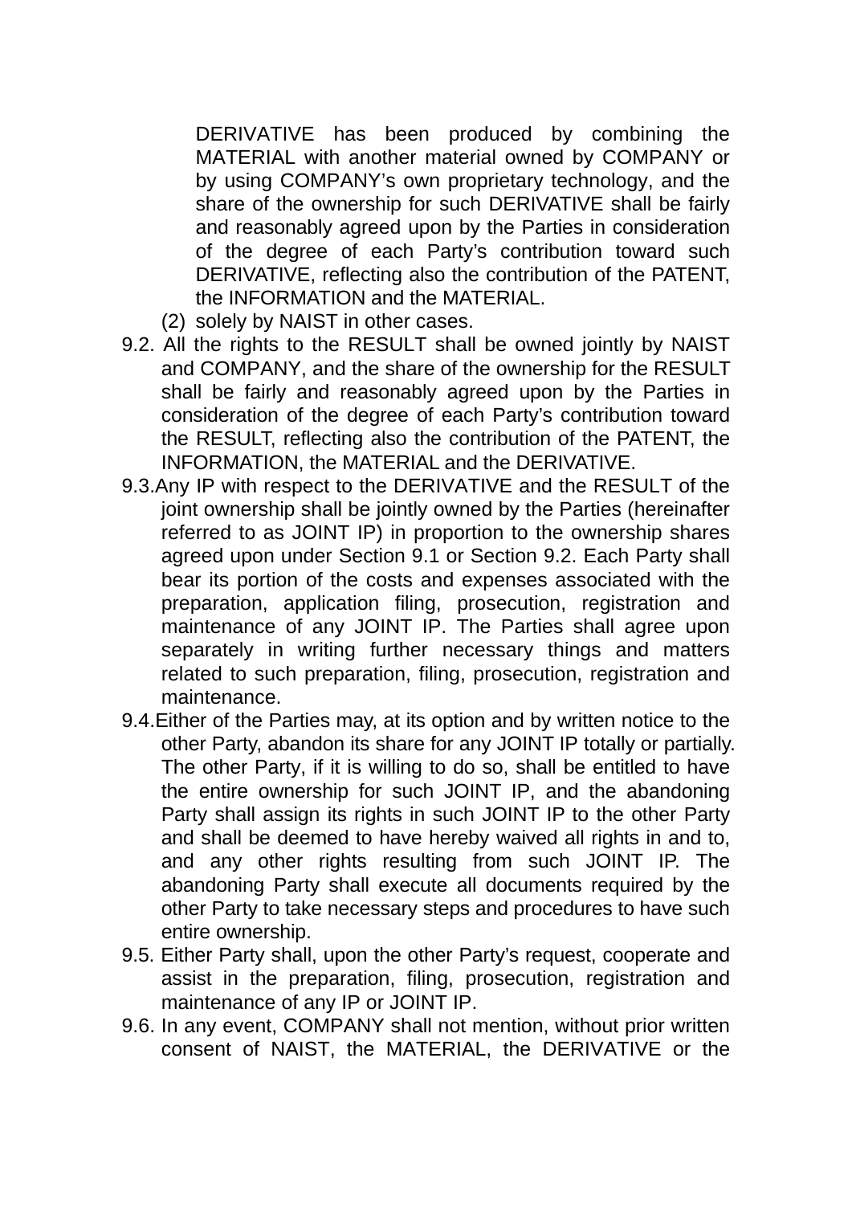DERIVATIVE has been produced by combining the MATERIAL with another material owned by COMPANY or by using COMPANY's own proprietary technology, and the share of the ownership for such DERIVATIVE shall be fairly and reasonably agreed upon by the Parties in consideration of the degree of each Party's contribution toward such DERIVATIVE, reflecting also the contribution of the PATENT, the INFORMATION and the MATERIAL.

(2) solely by NAIST in other cases.

9.2. All the rights to the RESULT shall be owned jointly by NAIST and COMPANY, and the share of the ownership for the RESULT shall be fairly and reasonably agreed upon by the Parties in consideration of the degree of each Party's contribution toward the RESULT, reflecting also the contribution of the PATENT, the INFORMATION, the MATERIAL and the DERIVATIVE.

9.3. Any IP with respect to the DERIVATIVE and the RESULT of the joint ownership shall be jointly owned by the Parties (hereinafter referred to as JOINT IP) in proportion to the ownership shares agreed upon under Section 9.1 or Section 9.2. Each Party shall bear its portion of the costs and expenses associated with the preparation, application filing, prosecution, registration and maintenance of any JOINT IP. The Parties shall agree upon separately in writing further necessary things and matters related to such preparation, filing, prosecution, registration and maintenance.

9.4. Either of the Parties may, at its option and by written notice to the other Party, abandon its share for any JOINT IP totally or partially. The other Party, if it is willing to do so, shall be entitled to have the entire ownership for such JOINT IP, and the abandoning Party shall assign its rights in such JOINT IP to the other Party and shall be deemed to have hereby waived all rights in and to, and any other rights resulting from such JOINT IP. The abandoning Party shall execute all documents required by the other Party to take necessary steps and procedures to have such entire ownership.

9.5. Either Party shall, upon the other Party's request, cooperate and assist in the preparation, filing, prosecution, registration and maintenance of any IP or JOINT IP.

9.6. In any event, COMPANY shall not mention, without prior written consent of NAIST, the MATERIAL, the DERIVATIVE or the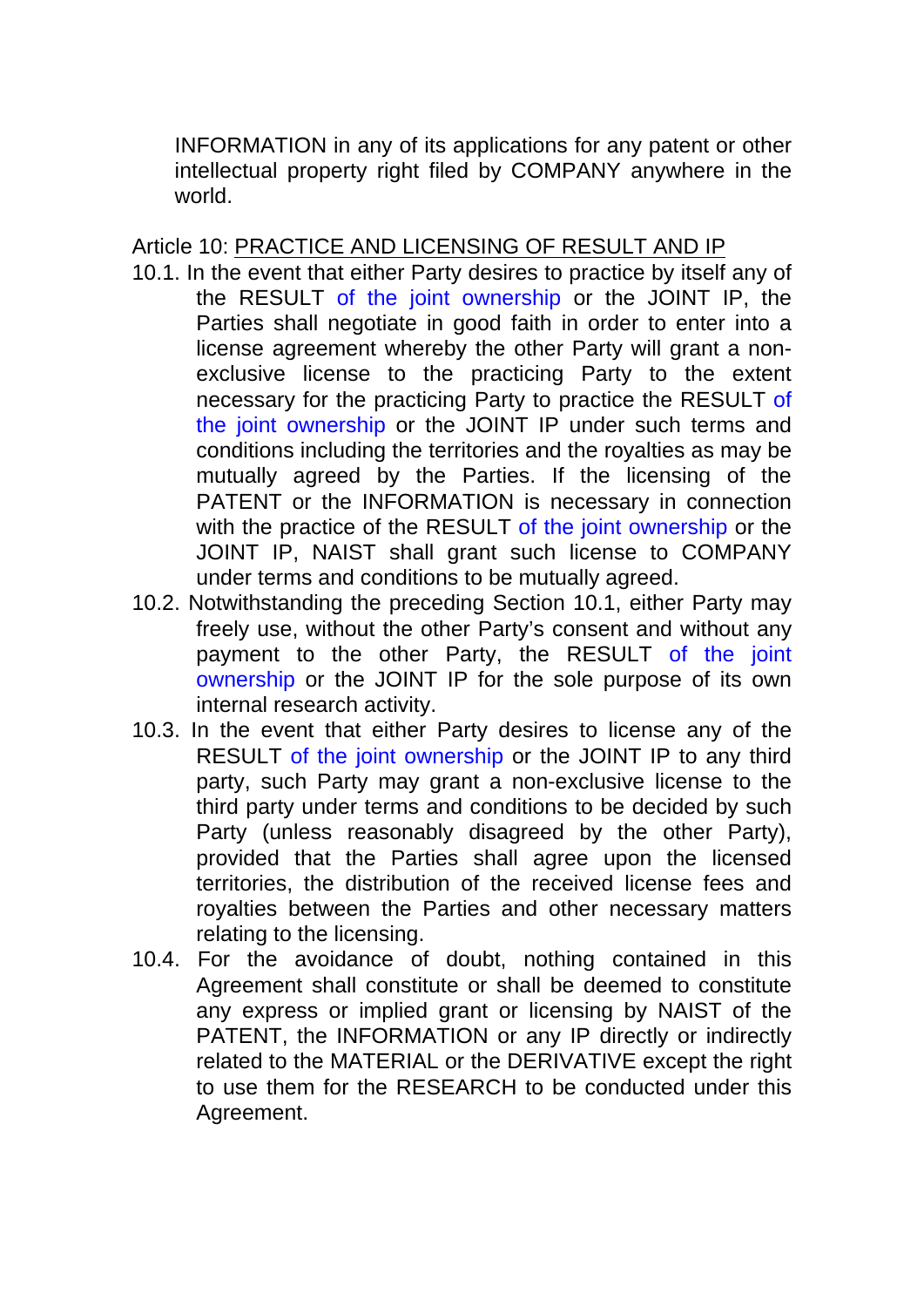INFORMATION in any of its applications for any patent or other intellectual property right filed by COMPANY anywhere in the world.

Article 10: PRACTICE AND LICENSING OF RESULT AND IP

10.1. In the event that either Party desires to practice by itself any of the RESULT of the joint ownership or the JOINT IP, the Parties shall negotiate in good faith in order to enter into a license agreement whereby the other Party will grant a non-exclusive license to the practicing Party to the extent necessary for the practicing Party to practice the RESULT of the joint ownership or the JOINT IP under such terms and conditions including the territories and the royalties as may be mutually agreed by the Parties. If the licensing of the PATENT or the INFORMATION is necessary in connection with the practice of the RESULT of the joint ownership or the JOINT IP, NAIST shall grant such license to COMPANY under terms and conditions to be mutually agreed.

10.2. Notwithstanding the preceding Section 10.1, either Party may freely use, without the other Party's consent and without any payment to the other Party, the RESULT of the joint ownership or the JOINT IP for the sole purpose of its own internal research activity.

10.3. In the event that either Party desires to license any of the RESULT of the joint ownership or the JOINT IP to any third party, such Party may grant a non-exclusive license to the third party under terms and conditions to be decided by such Party (unless reasonably disagreed by the other Party), provided that the Parties shall agree upon the licensed territories, the distribution of the received license fees and royalties between the Parties and other necessary matters relating to the licensing.

10.4. For the avoidance of doubt, nothing contained in this Agreement shall constitute or shall be deemed to constitute any express or implied grant or licensing by NAIST of the PATENT, the INFORMATION or any IP directly or indirectly related to the MATERIAL or the DERIVATIVE except the right to use them for the RESEARCH to be conducted under this Agreement.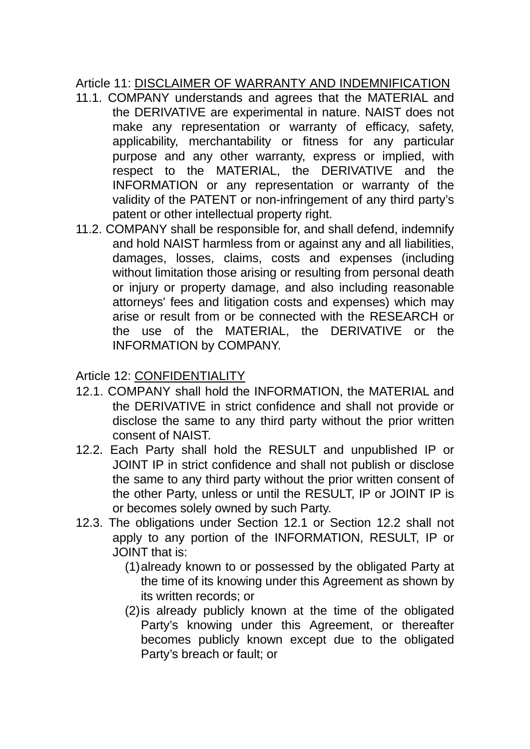Article 11: <u>DISCLAIMER OF WARRANTY AND INDEMNIFICATION</u>

11.1. COMPANY understands and agrees that the MATERIAL and the DERIVATIVE are experimental in nature. NAIST does not make any representation or warranty of efficacy, safety, applicability, merchantability or fitness for any particular purpose and any other warranty, express or implied, with respect to the MATERIAL, the DERIVATIVE and the INFORMATION or any representation or warranty of the validity of the PATENT or non-infringement of any third party's patent or other intellectual property right.

11.2. COMPANY shall be responsible for, and shall defend, indemnify and hold NAIST harmless from or against any and all liabilities, damages, losses, claims, costs and expenses (including without limitation those arising or resulting from personal death or injury or property damage, and also including reasonable attorneys' fees and litigation costs and expenses) which may arise or result from or be connected with the RESEARCH or the use of the MATERIAL, the DERIVATIVE or the INFORMATION by COMPANY.

Article 12: <u>CONFIDENTIALITY</u>

12.1. COMPANY shall hold the INFORMATION, the MATERIAL and the DERIVATIVE in strict confidence and shall not provide or disclose the same to any third party without the prior written consent of NAIST.

12.2. Each Party shall hold the RESULT and unpublished IP or JOINT IP in strict confidence and shall not publish or disclose the same to any third party without the prior written consent of the other Party, unless or until the RESULT, IP or JOINT IP is or becomes solely owned by such Party.

12.3. The obligations under Section 12.1 or Section 12.2 shall not apply to any portion of the INFORMATION, RESULT, IP or JOINT that is:

(1) already known to or possessed by the obligated Party at the time of its knowing under this Agreement as shown by its written records; or

(2) is already publicly known at the time of the obligated Party's knowing under this Agreement, or thereafter becomes publicly known except due to the obligated Party's breach or fault; or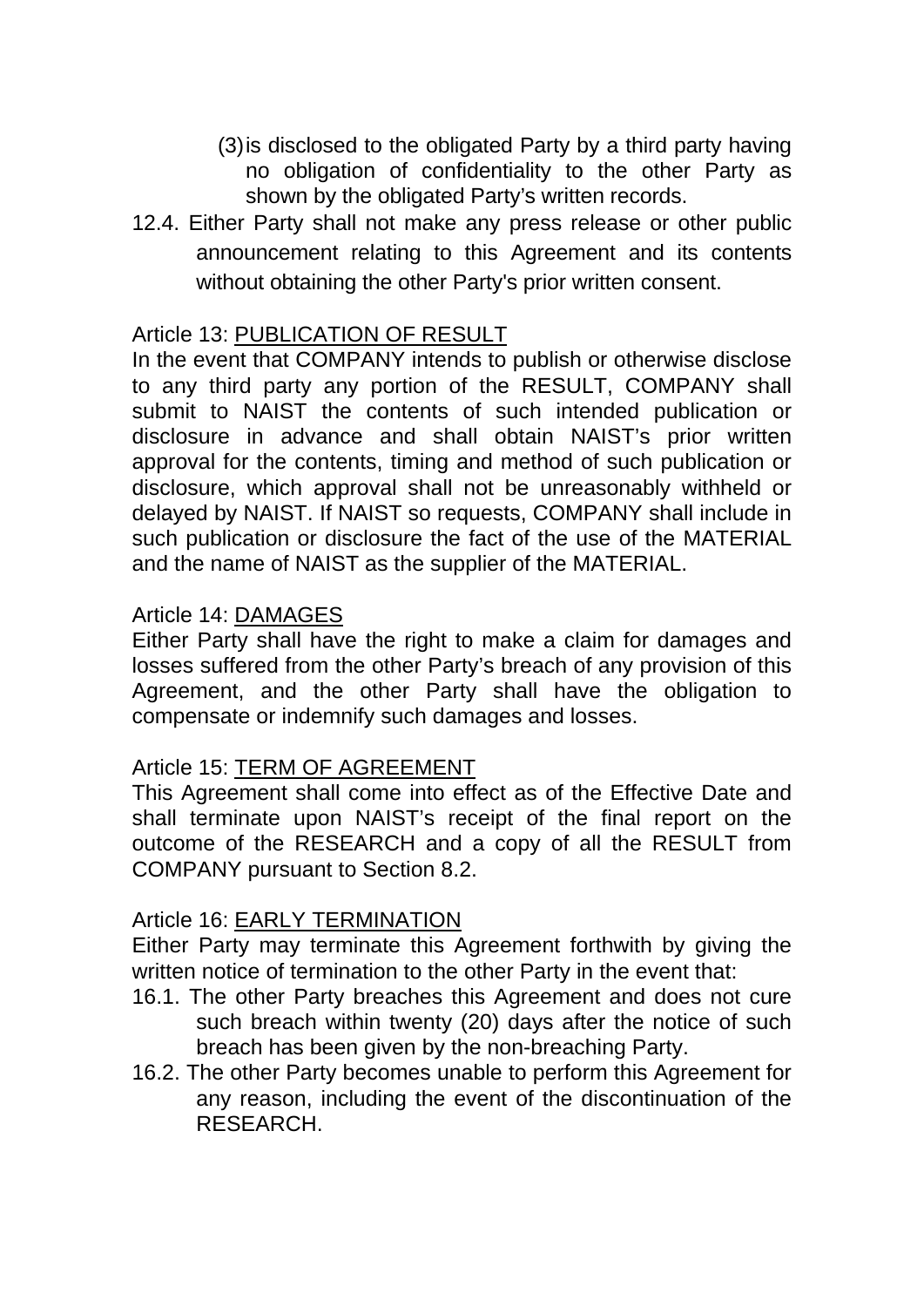(3) is disclosed to the obligated Party by a third party having no obligation of confidentiality to the other Party as shown by the obligated Party's written records.

12.4. Either Party shall not make any press release or other public announcement relating to this Agreement and its contents without obtaining the other Party's prior written consent.

Article 13: <u>PUBLICATION OF RESULT</u>

In the event that COMPANY intends to publish or otherwise disclose to any third party any portion of the RESULT, COMPANY shall submit to NAIST the contents of such intended publication or disclosure in advance and shall obtain NAIST's prior written approval for the contents, timing and method of such publication or disclosure, which approval shall not be unreasonably withheld or delayed by NAIST. If NAIST so requests, COMPANY shall include in such publication or disclosure the fact of the use of the MATERIAL and the name of NAIST as the supplier of the MATERIAL.

Article 14: <u>DAMAGES</u>

Either Party shall have the right to make a claim for damages and losses suffered from the other Party's breach of any provision of this Agreement, and the other Party shall have the obligation to compensate or indemnify such damages and losses.

Article 15: <u>TERM OF AGREEMENT</u>

This Agreement shall come into effect as of the Effective Date and shall terminate upon NAIST's receipt of the final report on the outcome of the RESEARCH and a copy of all the RESULT from COMPANY pursuant to Section 8.2.

Article 16: <u>EARLY TERMINATION</u>

Either Party may terminate this Agreement forthwith by giving the written notice of termination to the other Party in the event that:

16.1. The other Party breaches this Agreement and does not cure such breach within twenty (20) days after the notice of such breach has been given by the non-breaching Party.

16.2. The other Party becomes unable to perform this Agreement for any reason, including the event of the discontinuation of the RESEARCH.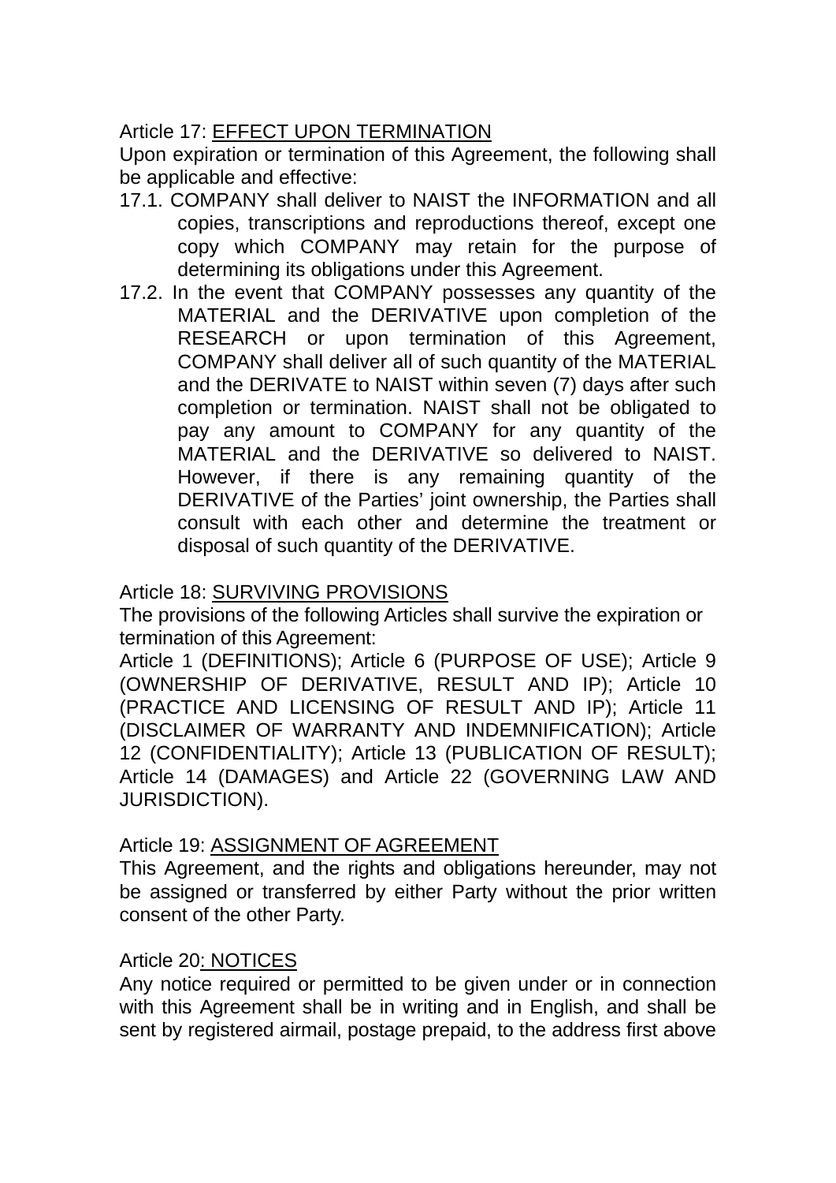Article 17: <u>EFFECT UPON TERMINATION</u>

Upon expiration or termination of this Agreement, the following shall be applicable and effective:

17.1. COMPANY shall deliver to NAIST the INFORMATION and all copies, transcriptions and reproductions thereof, except one copy which COMPANY may retain for the purpose of determining its obligations under this Agreement.

17.2. In the event that COMPANY possesses any quantity of the MATERIAL and the DERIVATIVE upon completion of the RESEARCH or upon termination of this Agreement, COMPANY shall deliver all of such quantity of the MATERIAL and the DERIVATE to NAIST within seven (7) days after such completion or termination. NAIST shall not be obligated to pay any amount to COMPANY for any quantity of the MATERIAL and the DERIVATIVE so delivered to NAIST. However, if there is any remaining quantity of the DERIVATIVE of the Parties' joint ownership, the Parties shall consult with each other and determine the treatment or disposal of such quantity of the DERIVATIVE.

Article 18: <u>SURVIVING PROVISIONS</u>

The provisions of the following Articles shall survive the expiration or termination of this Agreement:

Article 1 (DEFINITIONS); Article 6 (PURPOSE OF USE); Article 9 (OWNERSHIP OF DERIVATIVE, RESULT AND IP); Article 10 (PRACTICE AND LICENSING OF RESULT AND IP); Article 11 (DISCLAIMER OF WARRANTY AND INDEMNIFICATION); Article 12 (CONFIDENTIALITY); Article 13 (PUBLICATION OF RESULT); Article 14 (DAMAGES) and Article 22 (GOVERNING LAW AND JURISDICTION).

Article 19: <u>ASSIGNMENT OF AGREEMENT</u>

This Agreement, and the rights and obligations hereunder, may not be assigned or transferred by either Party without the prior written consent of the other Party.

Article 20<u>: NOTICES</u>

Any notice required or permitted to be given under or in connection with this Agreement shall be in writing and in English, and shall be sent by registered airmail, postage prepaid, to the address first above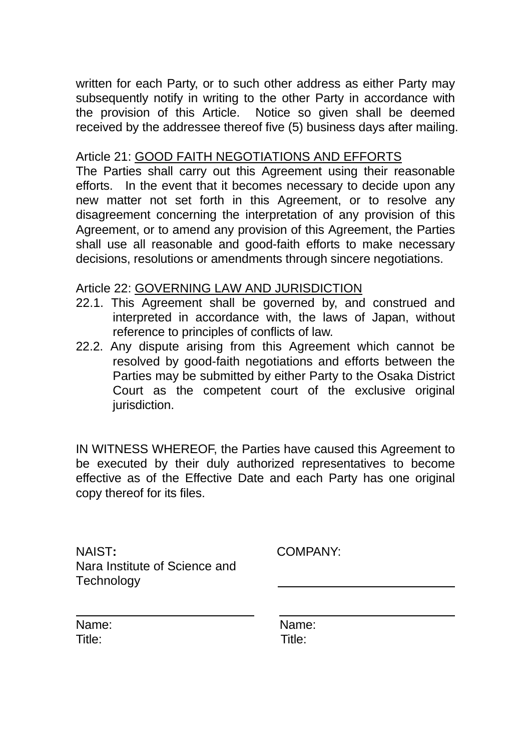written for each Party, or to such other address as either Party may subsequently notify in writing to the other Party in accordance with the provision of this Article. Notice so given shall be deemed received by the addressee thereof five (5) business days after mailing.

Article 21: <u>GOOD FAITH NEGOTIATIONS AND EFFORTS</u>

The Parties shall carry out this Agreement using their reasonable efforts. In the event that it becomes necessary to decide upon any new matter not set forth in this Agreement, or to resolve any disagreement concerning the interpretation of any provision of this Agreement, or to amend any provision of this Agreement, the Parties shall use all reasonable and good-faith efforts to make necessary decisions, resolutions or amendments through sincere negotiations.

Article 22: <u>GOVERNING LAW AND JURISDICTION</u>

22.1. This Agreement shall be governed by, and construed and interpreted in accordance with, the laws of Japan, without reference to principles of conflicts of law.

22.2. Any dispute arising from this Agreement which cannot be resolved by good-faith negotiations and efforts between the Parties may be submitted by either Party to the Osaka District Court as the competent court of the exclusive original jurisdiction.

IN WITNESS WHEREOF, the Parties have caused this Agreement to be executed by their duly authorized representatives to become effective as of the Effective Date and each Party has one original copy thereof for its files.

| NAIST**:** | COMPANY: |
|---|---|
| Nara Institute of Science and Technology | \_\_\_\_\_\_\_\_\_\_\_\_\_\_\_\_\_\_\_\_\_\_\_\_\_\_ |
| \_\_\_\_\_\_\_\_\_\_\_\_\_\_\_\_\_\_\_\_\_\_\_\_\_\_ | \_\_\_\_\_\_\_\_\_\_\_\_\_\_\_\_\_\_\_\_\_\_\_\_\_\_ |
| Name: | Name: |
| Title: | Title: |